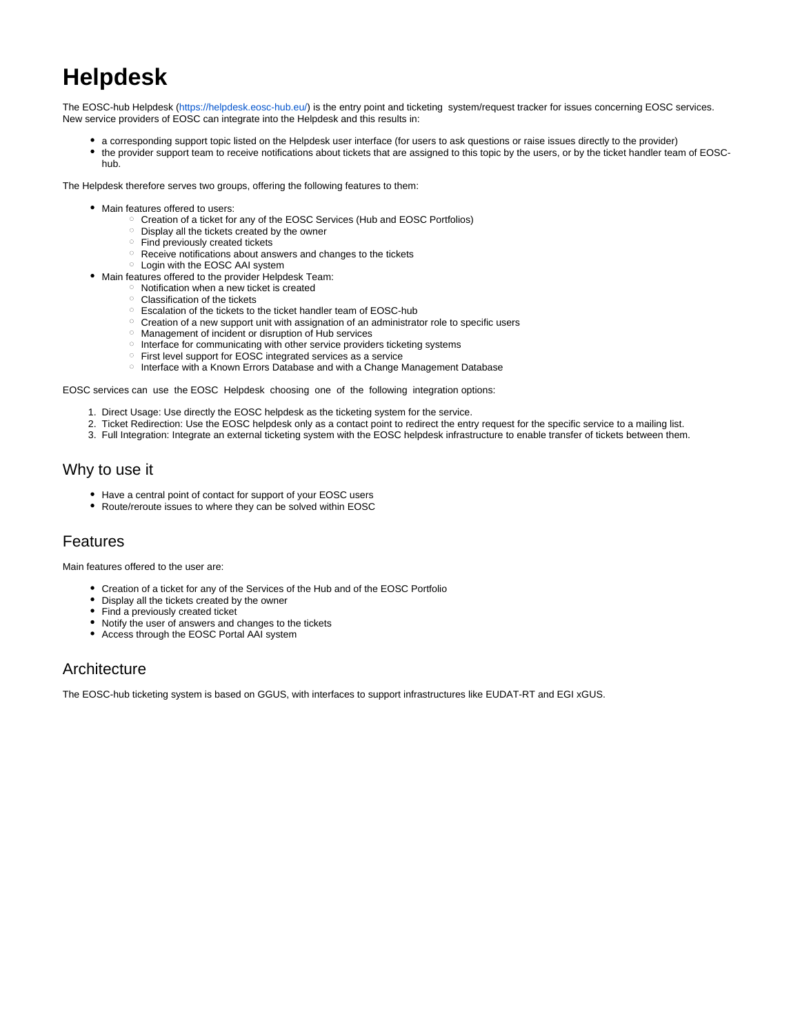# Helpdesk

The EOSC-hub Helpdesk (https://helpdesk.eosc-hub.eu/) is the entry point and ticketing system/request tracker for issues concerning EOSC services. New service providers of EOSC can integrate into the Helpdesk and this results in:

- a corresponding support topic listed on the Helpdesk user interface (for users to ask questions or raise issues directly to the provider)
- the provider support team to receive notifications about tickets that are assigned to this topic by the users, or by the ticket handler team of EOSC-hub.

The Helpdesk therefore serves two groups, offering the following features to them:

- Main features offered to users:
  - Creation of a ticket for any of the EOSC Services (Hub and EOSC Portfolios)
  - Display all the tickets created by the owner
  - Find previously created tickets
  - Receive notifications about answers and changes to the tickets
  - Login with the EOSC AAI system
- Main features offered to the provider Helpdesk Team:
  - Notification when a new ticket is created
  - Classification of the tickets
  - Escalation of the tickets to the ticket handler team of EOSC-hub
  - Creation of a new support unit with assignation of an administrator role to specific users
  - Management of incident or disruption of Hub services
  - Interface for communicating with other service providers ticketing systems
  - First level support for EOSC integrated services as a service
  - Interface with a Known Errors Database and with a Change Management Database

EOSC services can use the EOSC Helpdesk choosing one of the following integration options:

1. Direct Usage: Use directly the EOSC helpdesk as the ticketing system for the service.
2. Ticket Redirection: Use the EOSC helpdesk only as a contact point to redirect the entry request for the specific service to a mailing list.
3. Full Integration: Integrate an external ticketing system with the EOSC helpdesk infrastructure to enable transfer of tickets between them.

## Why to use it

- Have a central point of contact for support of your EOSC users
- Route/reroute issues to where they can be solved within EOSC

## Features

Main features offered to the user are:

- Creation of a ticket for any of the Services of the Hub and of the EOSC Portfolio
- Display all the tickets created by the owner
- Find a previously created ticket
- Notify the user of answers and changes to the tickets
- Access through the EOSC Portal AAI system

## Architecture

The EOSC-hub ticketing system is based on GGUS, with interfaces to support infrastructures like EUDAT-RT and EGI xGUS.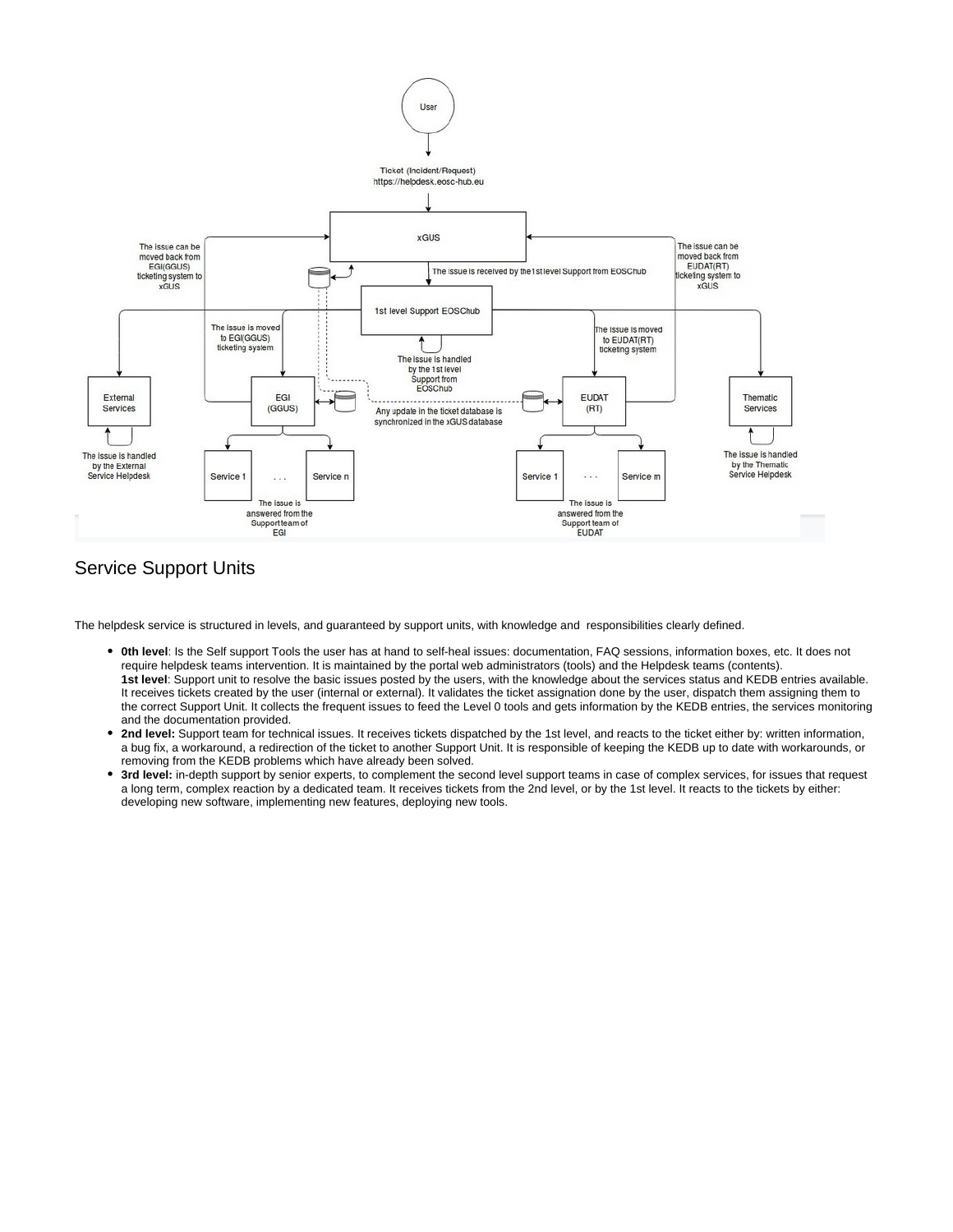## Service Support Units

The helpdesk service is structured in levels, and guaranteed by support units, with knowledge and responsibilities clearly defined.

- **0th level**: Is the Self support Tools the user has at hand to self-heal issues: documentation, FAQ sessions, information boxes, etc. It does not require helpdesk teams intervention. It is maintained by the portal web administrators (tools) and the Helpdesk teams (contents).
  **1st level**: Support unit to resolve the basic issues posted by the users, with the knowledge about the services status and KEDB entries available. It receives tickets created by the user (internal or external). It validates the ticket assignation done by the user, dispatch them assigning them to the correct Support Unit. It collects the frequent issues to feed the Level 0 tools and gets information by the KEDB entries, the services monitoring and the documentation provided.
- **2nd level:** Support team for technical issues. It receives tickets dispatched by the 1st level, and reacts to the ticket either by: written information, a bug fix, a workaround, a redirection of the ticket to another Support Unit. It is responsible of keeping the KEDB up to date with workarounds, or removing from the KEDB problems which have already been solved.
- **3rd level:** in-depth support by senior experts, to complement the second level support teams in case of complex services, for issues that request a long term, complex reaction by a dedicated team. It receives tickets from the 2nd level, or by the 1st level. It reacts to the tickets by either: developing new software, implementing new features, deploying new tools.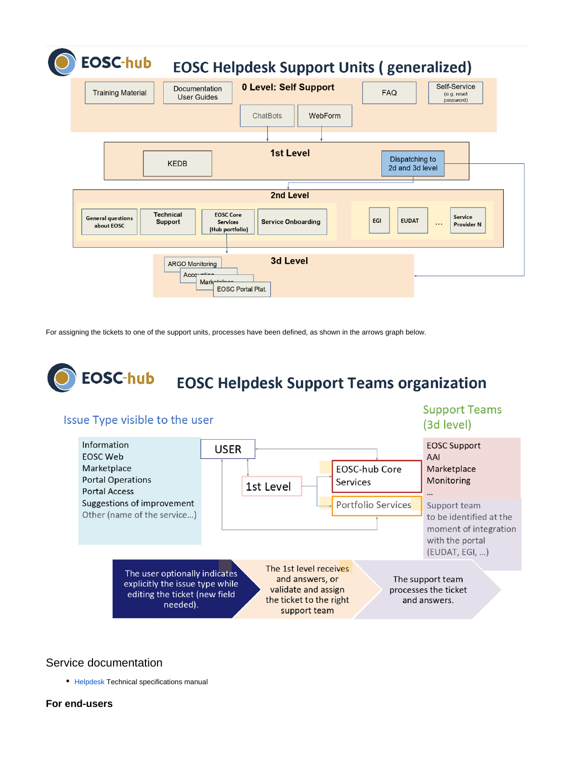EOSC-hub

# EOSC Helpdesk Support Units ( generalized)

**0 Level: Self Support**

Training Material | Documentation User Guides | FAQ | Self-Service (e.g. reset password) | ChatBots | WebForm

**1st Level**

KEDB | Dispatching to 2d and 3d level

**2nd Level**

General questions about EOSC | Technical Support | EOSC Core Services (Hub portfolio) | Service Onboarding | EGI | EUDAT | ... | Service Provider N

**3d Level**

ARGO Monitoring | Accounting | Marketplace | EOSC Portal Plat.

For assigning the tickets to one of the support units, processes have been defined, as shown in the arrows graph below.

EOSC-hub

# EOSC Helpdesk Support Teams organization

**Issue Type visible to the user**

- Information
- EOSC Web
- Marketplace
- Portal Operations
- Portal Access
- Suggestions of improvement
- Other (name of the service...)

USER → 1st Level → EOSC-hub Core Services / Portfolio Services

**Support Teams (3d level)**

- EOSC Support
- AAI
- Marketplace
- Monitoring
- ...

Support team to be identified at the moment of integration with the portal (EUDAT, EGI, ...)

The user optionally indicates explicitly the issue type while editing the ticket (new field needed). → The 1st level receives and answers, or validate and assign the ticket to the right support team. → The support team processes the ticket and answers.

## Service documentation

- Helpdesk Technical specifications manual

### For end-users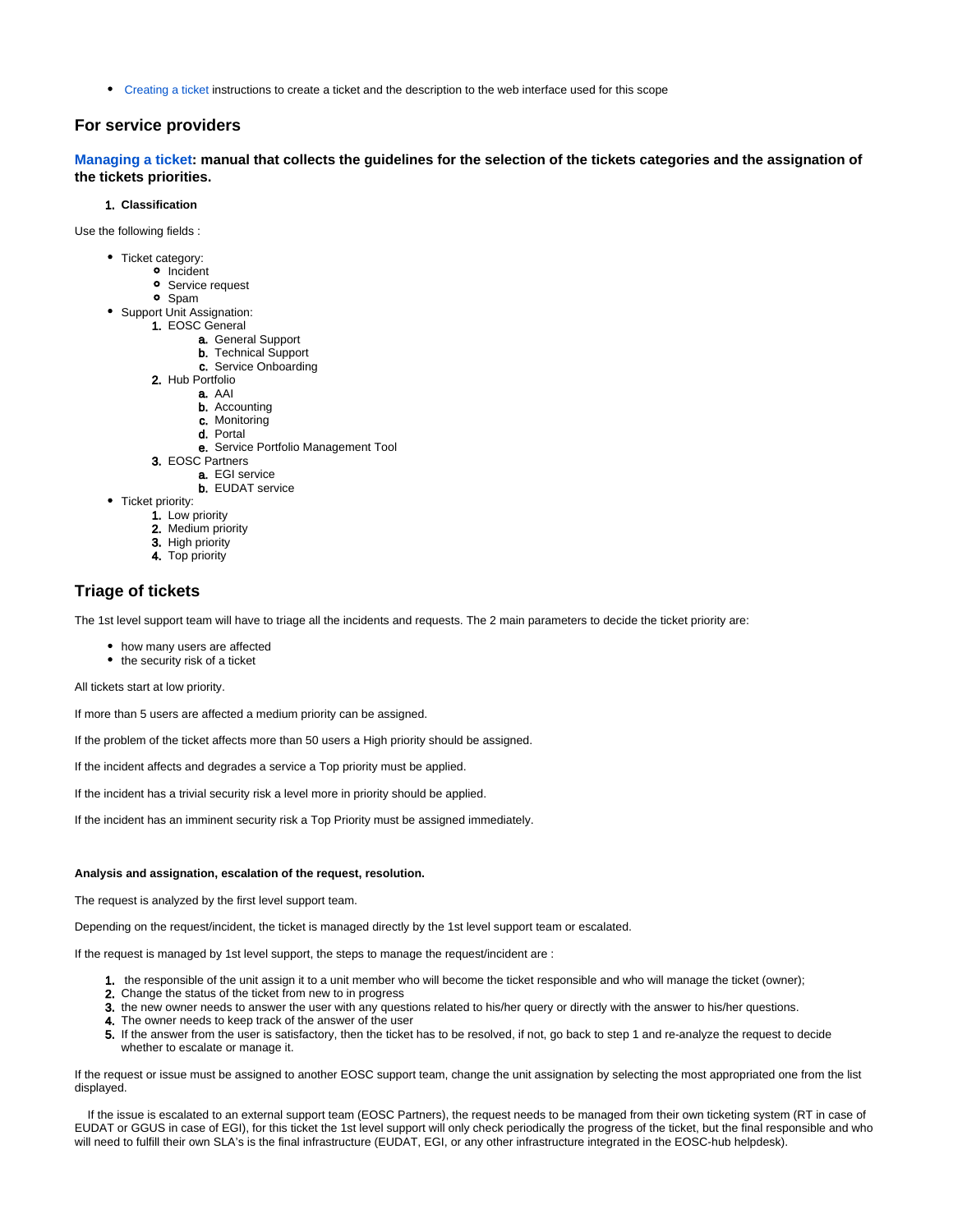- Creating a ticket instructions to create a ticket and the description to the web interface used for this scope

## For service providers

### Managing a ticket: manual that collects the guidelines for the selection of the tickets categories and the assignation of the tickets priorities.

1. **Classification**

Use the following fields :

- Ticket category:
  - Incident
  - Service request
  - Spam
- Support Unit Assignation:
  1. EOSC General
     a. General Support
     b. Technical Support
     c. Service Onboarding
  2. Hub Portfolio
     a. AAI
     b. Accounting
     c. Monitoring
     d. Portal
     e. Service Portfolio Management Tool
  3. EOSC Partners
     a. EGI service
     b. EUDAT service
- Ticket priority:
  1. Low priority
  2. Medium priority
  3. High priority
  4. Top priority

## Triage of tickets

The 1st level support team will have to triage all the incidents and requests. The 2 main parameters to decide the ticket priority are:

- how many users are affected
- the security risk of a ticket

All tickets start at low priority.

If more than 5 users are affected a medium priority can be assigned.

If the problem of the ticket affects more than 50 users a High priority should be assigned.

If the incident affects and degrades a service a Top priority must be applied.

If the incident has a trivial security risk a level more in priority should be applied.

If the incident has an imminent security risk a Top Priority must be assigned immediately.

**Analysis and assignation, escalation of the request, resolution.**

The request is analyzed by the first level support team.

Depending on the request/incident, the ticket is managed directly by the 1st level support team or escalated.

If the request is managed by 1st level support, the steps to manage the request/incident are :

1. the responsible of the unit assign it to a unit member who will become the ticket responsible and who will manage the ticket (owner);
2. Change the status of the ticket from new to in progress
3. the new owner needs to answer the user with any questions related to his/her query or directly with the answer to his/her questions.
4. The owner needs to keep track of the answer of the user
5. If the answer from the user is satisfactory, then the ticket has to be resolved, if not, go back to step 1 and re-analyze the request to decide whether to escalate or manage it.

If the request or issue must be assigned to another EOSC support team, change the unit assignation by selecting the most appropriated one from the list displayed.

If the issue is escalated to an external support team (EOSC Partners), the request needs to be managed from their own ticketing system (RT in case of EUDAT or GGUS in case of EGI), for this ticket the 1st level support will only check periodically the progress of the ticket, but the final responsible and who will need to fulfill their own SLA's is the final infrastructure (EUDAT, EGI, or any other infrastructure integrated in the EOSC-hub helpdesk).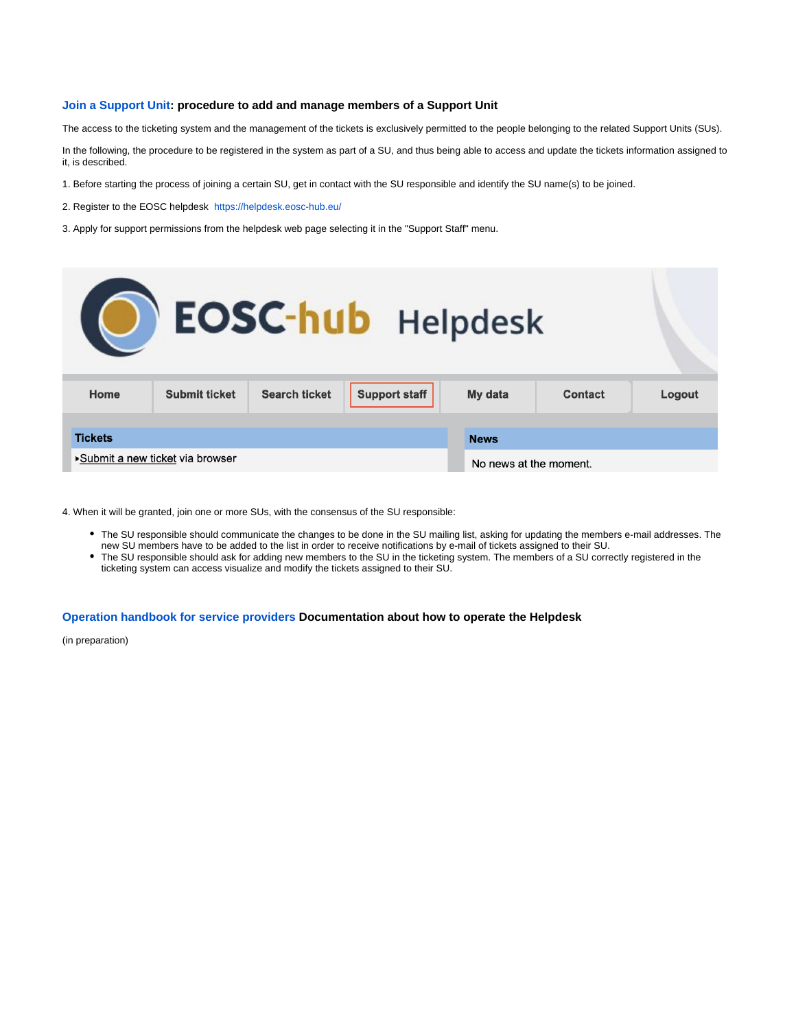## Join a Support Unit: procedure to add and manage members of a Support Unit

The access to the ticketing system and the management of the tickets is exclusively permitted to the people belonging to the related Support Units (SUs).

In the following, the procedure to be registered in the system as part of a SU, and thus being able to access and update the tickets information assigned to it, is described.

1. Before starting the process of joining a certain SU, get in contact with the SU responsible and identify the SU name(s) to be joined.

2. Register to the EOSC helpdesk https://helpdesk.eosc-hub.eu/

3. Apply for support permissions from the helpdesk web page selecting it in the "Support Staff" menu.

4. When it will be granted, join one or more SUs, with the consensus of the SU responsible:

- The SU responsible should communicate the changes to be done in the SU mailing list, asking for updating the members e-mail addresses. The new SU members have to be added to the list in order to receive notifications by e-mail of tickets assigned to their SU.
- The SU responsible should ask for adding new members to the SU in the ticketing system. The members of a SU correctly registered in the ticketing system can access visualize and modify the tickets assigned to their SU.

## Operation handbook for service providers Documentation about how to operate the Helpdesk

(in preparation)